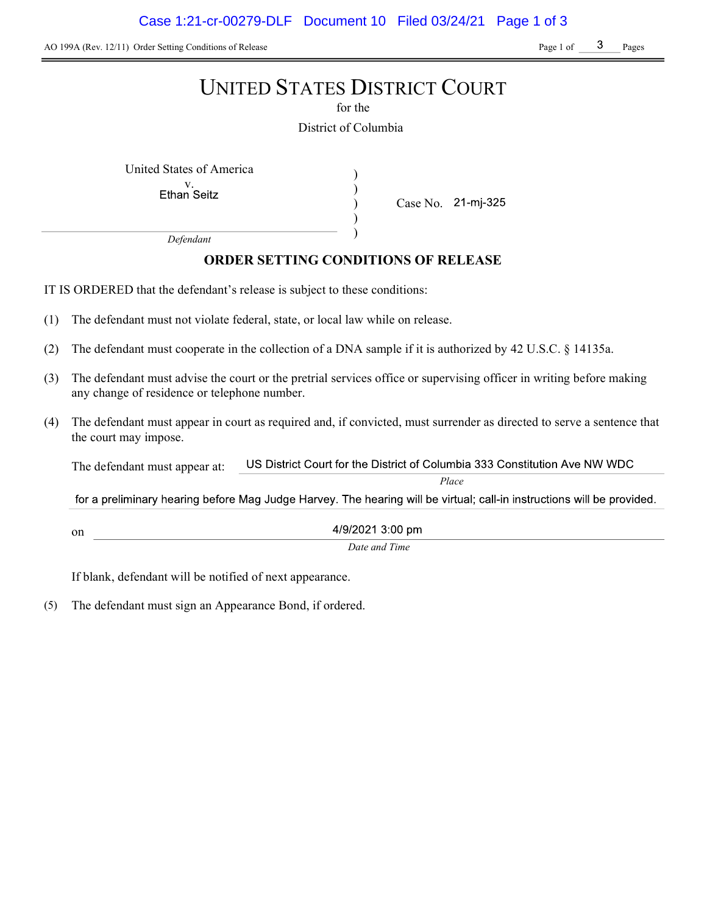AO 199A (Rev. 12/11) Order Setting Conditions of Release

# UNITED STATES DISTRICT COURT

for the

District of Columbia

United States of America
v.
Ethan Seitz

*Defendant*

Case No. 21-mj-325

## ORDER SETTING CONDITIONS OF RELEASE

IT IS ORDERED that the defendant's release is subject to these conditions:

(1) The defendant must not violate federal, state, or local law while on release.

(2) The defendant must cooperate in the collection of a DNA sample if it is authorized by 42 U.S.C. § 14135a.

(3) The defendant must advise the court or the pretrial services office or supervising officer in writing before making any change of residence or telephone number.

(4) The defendant must appear in court as required and, if convicted, must surrender as directed to serve a sentence that the court may impose.

The defendant must appear at: US District Court for the District of Columbia 333 Constitution Ave NW WDC

*Place*

for a preliminary hearing before Mag Judge Harvey. The hearing will be virtual; call-in instructions will be provided.

on 4/9/2021 3:00 pm

*Date and Time*

If blank, defendant will be notified of next appearance.

(5) The defendant must sign an Appearance Bond, if ordered.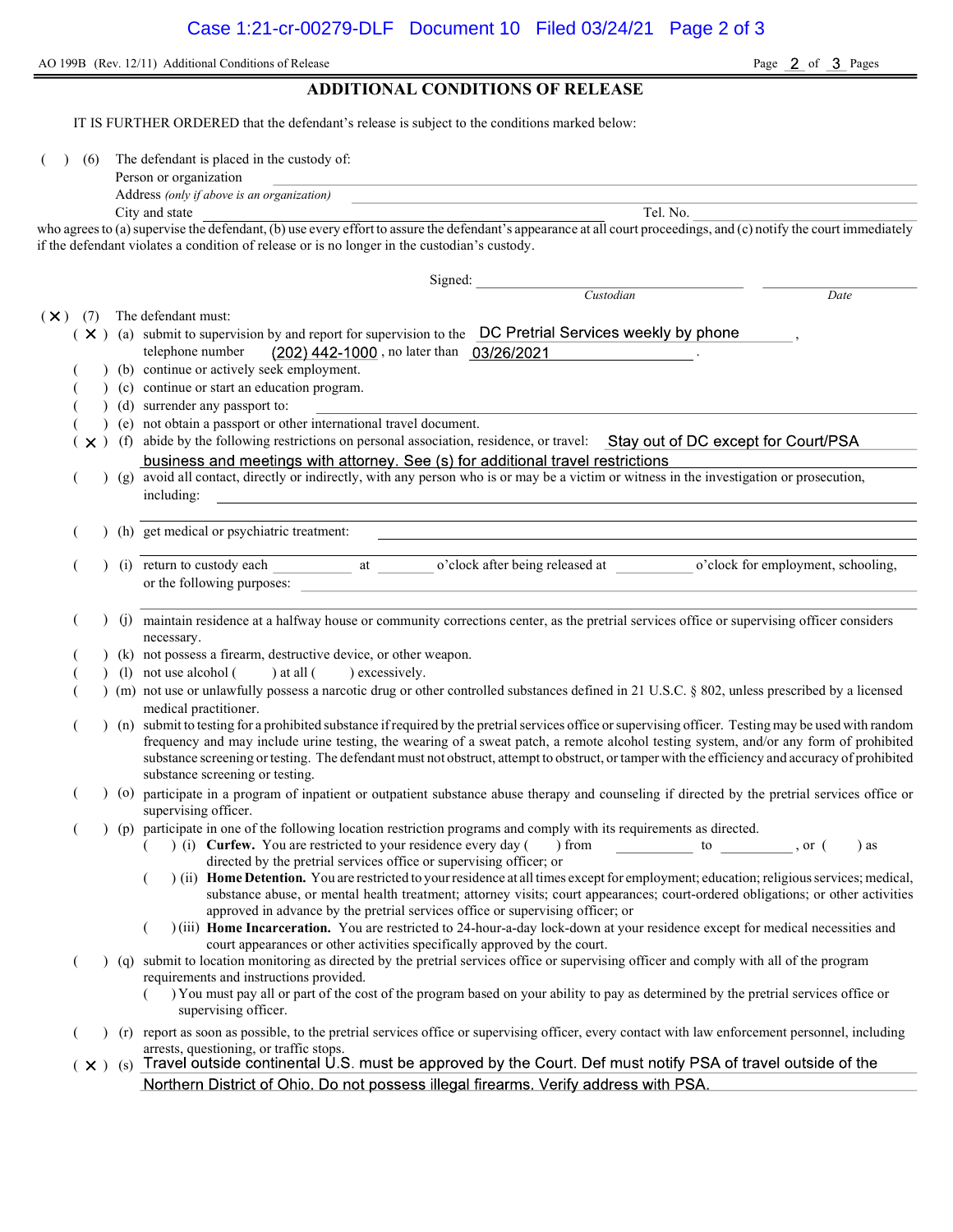AO 199B (Rev. 12/11) Additional Conditions of Release

## ADDITIONAL CONDITIONS OF RELEASE

IT IS FURTHER ORDERED that the defendant's release is subject to the conditions marked below:

( ) (6) The defendant is placed in the custody of:

Person or organization \_\_\_\_\_\_\_\_\_\_

Address *(only if above is an organization)* \_\_\_\_\_\_\_\_\_\_

City and state \_\_\_\_\_\_\_\_\_\_ Tel. No. \_\_\_\_\_\_\_\_\_\_

who agrees to (a) supervise the defendant, (b) use every effort to assure the defendant's appearance at all court proceedings, and (c) notify the court immediately if the defendant violates a condition of release or is no longer in the custodian's custody.

Signed: \_\_\_\_\_\_\_\_\_\_ \_\_\_\_\_\_\_\_\_\_

*Custodian* *Date*

(X) (7) The defendant must:

- (X) (a) submit to supervision by and report for supervision to the DC Pretrial Services weekly by phone, telephone number (202) 442-1000, no later than 03/26/2021.
- ( ) (b) continue or actively seek employment.
- ( ) (c) continue or start an education program.
- ( ) (d) surrender any passport to: \_\_\_\_\_\_\_\_\_\_
- ( ) (e) not obtain a passport or other international travel document.
- (X) (f) abide by the following restrictions on personal association, residence, or travel: Stay out of DC except for Court/PSA business and meetings with attorney. See (s) for additional travel restrictions
- ( ) (g) avoid all contact, directly or indirectly, with any person who is or may be a victim or witness in the investigation or prosecution, including: \_\_\_\_\_\_\_\_\_\_
- ( ) (h) get medical or psychiatric treatment: \_\_\_\_\_\_\_\_\_\_
- ( ) (i) return to custody each \_\_\_\_\_ at \_\_\_\_\_ o'clock after being released at \_\_\_\_\_ o'clock for employment, schooling, or the following purposes: \_\_\_\_\_\_\_\_\_\_
- ( ) (j) maintain residence at a halfway house or community corrections center, as the pretrial services office or supervising officer considers necessary.
- ( ) (k) not possess a firearm, destructive device, or other weapon.
- ( ) (l) not use alcohol ( ) at all ( ) excessively.
- ( ) (m) not use or unlawfully possess a narcotic drug or other controlled substances defined in 21 U.S.C. § 802, unless prescribed by a licensed medical practitioner.
- ( ) (n) submit to testing for a prohibited substance if required by the pretrial services office or supervising officer. Testing may be used with random frequency and may include urine testing, the wearing of a sweat patch, a remote alcohol testing system, and/or any form of prohibited substance screening or testing. The defendant must not obstruct, attempt to obstruct, or tamper with the efficiency and accuracy of prohibited substance screening or testing.
- ( ) (o) participate in a program of inpatient or outpatient substance abuse therapy and counseling if directed by the pretrial services office or supervising officer.
- ( ) (p) participate in one of the following location restriction programs and comply with its requirements as directed.
  - ( ) (i) **Curfew.** You are restricted to your residence every day ( ) from \_\_\_\_\_ to \_\_\_\_\_, or ( ) as directed by the pretrial services office or supervising officer; or
  - ( ) (ii) **Home Detention.** You are restricted to your residence at all times except for employment; education; religious services; medical, substance abuse, or mental health treatment; attorney visits; court appearances; court-ordered obligations; or other activities approved in advance by the pretrial services office or supervising officer; or
  - ( ) (iii) **Home Incarceration.** You are restricted to 24-hour-a-day lock-down at your residence except for medical necessities and court appearances or other activities specifically approved by the court.
- ( ) (q) submit to location monitoring as directed by the pretrial services office or supervising officer and comply with all of the program requirements and instructions provided.
  - ( ) You must pay all or part of the cost of the program based on your ability to pay as determined by the pretrial services office or supervising officer.
- ( ) (r) report as soon as possible, to the pretrial services office or supervising officer, every contact with law enforcement personnel, including arrests, questioning, or traffic stops.
- (X) (s) Travel outside continental U.S. must be approved by the Court. Def must notify PSA of travel outside of the Northern District of Ohio. Do not possess illegal firearms. Verify address with PSA.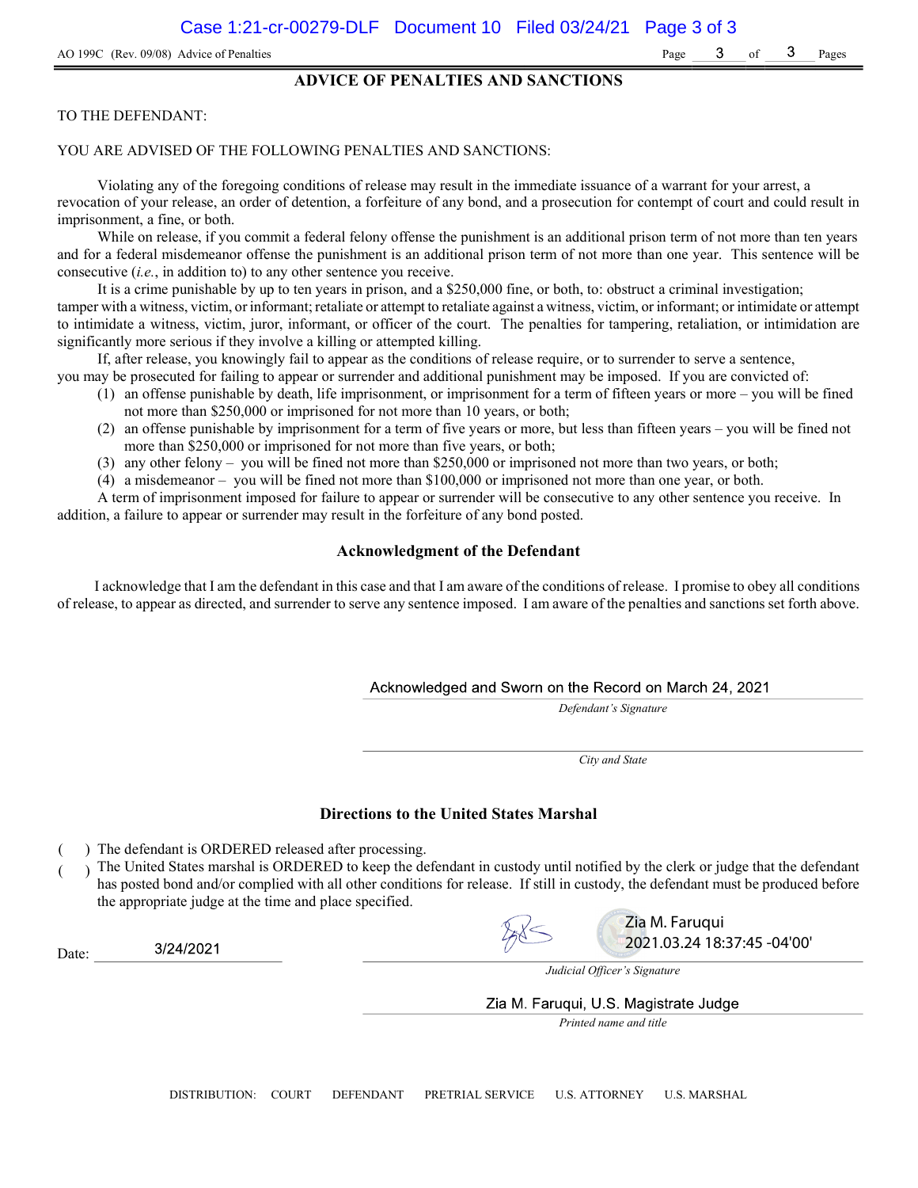AO 199C (Rev. 09/08) Advice of Penalties

## ADVICE OF PENALTIES AND SANCTIONS

TO THE DEFENDANT:

YOU ARE ADVISED OF THE FOLLOWING PENALTIES AND SANCTIONS:

Violating any of the foregoing conditions of release may result in the immediate issuance of a warrant for your arrest, a revocation of your release, an order of detention, a forfeiture of any bond, and a prosecution for contempt of court and could result in imprisonment, a fine, or both.

While on release, if you commit a federal felony offense the punishment is an additional prison term of not more than ten years and for a federal misdemeanor offense the punishment is an additional prison term of not more than one year. This sentence will be consecutive (*i.e.*, in addition to) to any other sentence you receive.

It is a crime punishable by up to ten years in prison, and a $250,000 fine, or both, to: obstruct a criminal investigation; tamper with a witness, victim, or informant; retaliate or attempt to retaliate against a witness, victim, or informant; or intimidate or attempt to intimidate a witness, victim, juror, informant, or officer of the court. The penalties for tampering, retaliation, or intimidation are significantly more serious if they involve a killing or attempted killing.

If, after release, you knowingly fail to appear as the conditions of release require, or to surrender to serve a sentence, you may be prosecuted for failing to appear or surrender and additional punishment may be imposed. If you are convicted of:

(1) an offense punishable by death, life imprisonment, or imprisonment for a term of fifteen years or more – you will be fined not more than $250,000 or imprisoned for not more than 10 years, or both;
(2) an offense punishable by imprisonment for a term of five years or more, but less than fifteen years – you will be fined not more than $250,000 or imprisoned for not more than five years, or both;
(3) any other felony – you will be fined not more than $250,000 or imprisoned not more than two years, or both;
(4) a misdemeanor – you will be fined not more than $100,000 or imprisoned not more than one year, or both.

A term of imprisonment imposed for failure to appear or surrender will be consecutive to any other sentence you receive. In addition, a failure to appear or surrender may result in the forfeiture of any bond posted.

### Acknowledgment of the Defendant

I acknowledge that I am the defendant in this case and that I am aware of the conditions of release. I promise to obey all conditions of release, to appear as directed, and surrender to serve any sentence imposed. I am aware of the penalties and sanctions set forth above.

Acknowledged and Sworn on the Record on March 24, 2021

*Defendant's Signature*

*City and State*

### Directions to the United States Marshal

( ) The defendant is ORDERED released after processing.

( ) The United States marshal is ORDERED to keep the defendant in custody until notified by the clerk or judge that the defendant has posted bond and/or complied with all other conditions for release. If still in custody, the defendant must be produced before the appropriate judge at the time and place specified.

Date: 3/24/2021

Zia M. Faruqui
2021.03.24 18:37:45 -04'00'

*Judicial Officer's Signature*

Zia M. Faruqui, U.S. Magistrate Judge

*Printed name and title*

DISTRIBUTION: COURT DEFENDANT PRETRIAL SERVICE U.S. ATTORNEY U.S. MARSHAL